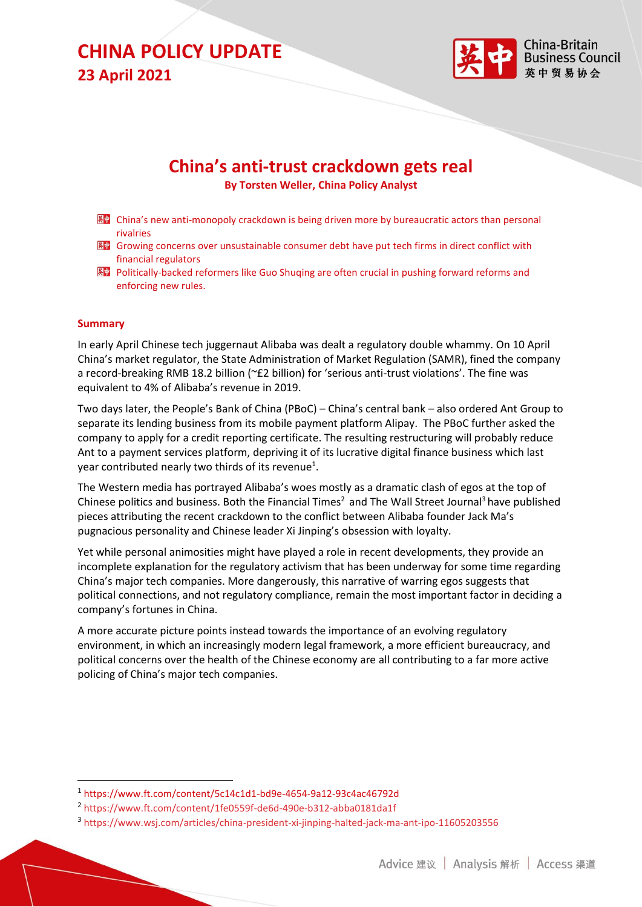# CHINA POLICY UPDATE

## 23 April 2021

China-Britain Business Council
英中贸易协会

# China's anti-trust crackdown gets real

**By Torsten Weller, China Policy Analyst**

- China's new anti-monopoly crackdown is being driven more by bureaucratic actors than personal rivalries
- Growing concerns over unsustainable consumer debt have put tech firms in direct conflict with financial regulators
- Politically-backed reformers like Guo Shuqing are often crucial in pushing forward reforms and enforcing new rules.

### Summary

In early April Chinese tech juggernaut Alibaba was dealt a regulatory double whammy. On 10 April China's market regulator, the State Administration of Market Regulation (SAMR), fined the company a record-breaking RMB 18.2 billion (~£2 billion) for 'serious anti-trust violations'. The fine was equivalent to 4% of Alibaba's revenue in 2019.

Two days later, the People's Bank of China (PBoC) – China's central bank – also ordered Ant Group to separate its lending business from its mobile payment platform Alipay. The PBoC further asked the company to apply for a credit reporting certificate. The resulting restructuring will probably reduce Ant to a payment services platform, depriving it of its lucrative digital finance business which last year contributed nearly two thirds of its revenue[1].

The Western media has portrayed Alibaba's woes mostly as a dramatic clash of egos at the top of Chinese politics and business. Both the Financial Times[2] and The Wall Street Journal[3] have published pieces attributing the recent crackdown to the conflict between Alibaba founder Jack Ma's pugnacious personality and Chinese leader Xi Jinping's obsession with loyalty.

Yet while personal animosities might have played a role in recent developments, they provide an incomplete explanation for the regulatory activism that has been underway for some time regarding China's major tech companies. More dangerously, this narrative of warring egos suggests that political connections, and not regulatory compliance, remain the most important factor in deciding a company's fortunes in China.

A more accurate picture points instead towards the importance of an evolving regulatory environment, in which an increasingly modern legal framework, a more efficient bureaucracy, and political concerns over the health of the Chinese economy are all contributing to a far more active policing of China's major tech companies.

---

[1] https://www.ft.com/content/5c14c1d1-bd9e-4654-9a12-93c4ac46792d

[2] https://www.ft.com/content/1fe0559f-de6d-490e-b312-abba0181da1f

[3] https://www.wsj.com/articles/china-president-xi-jinping-halted-jack-ma-ant-ipo-11605203556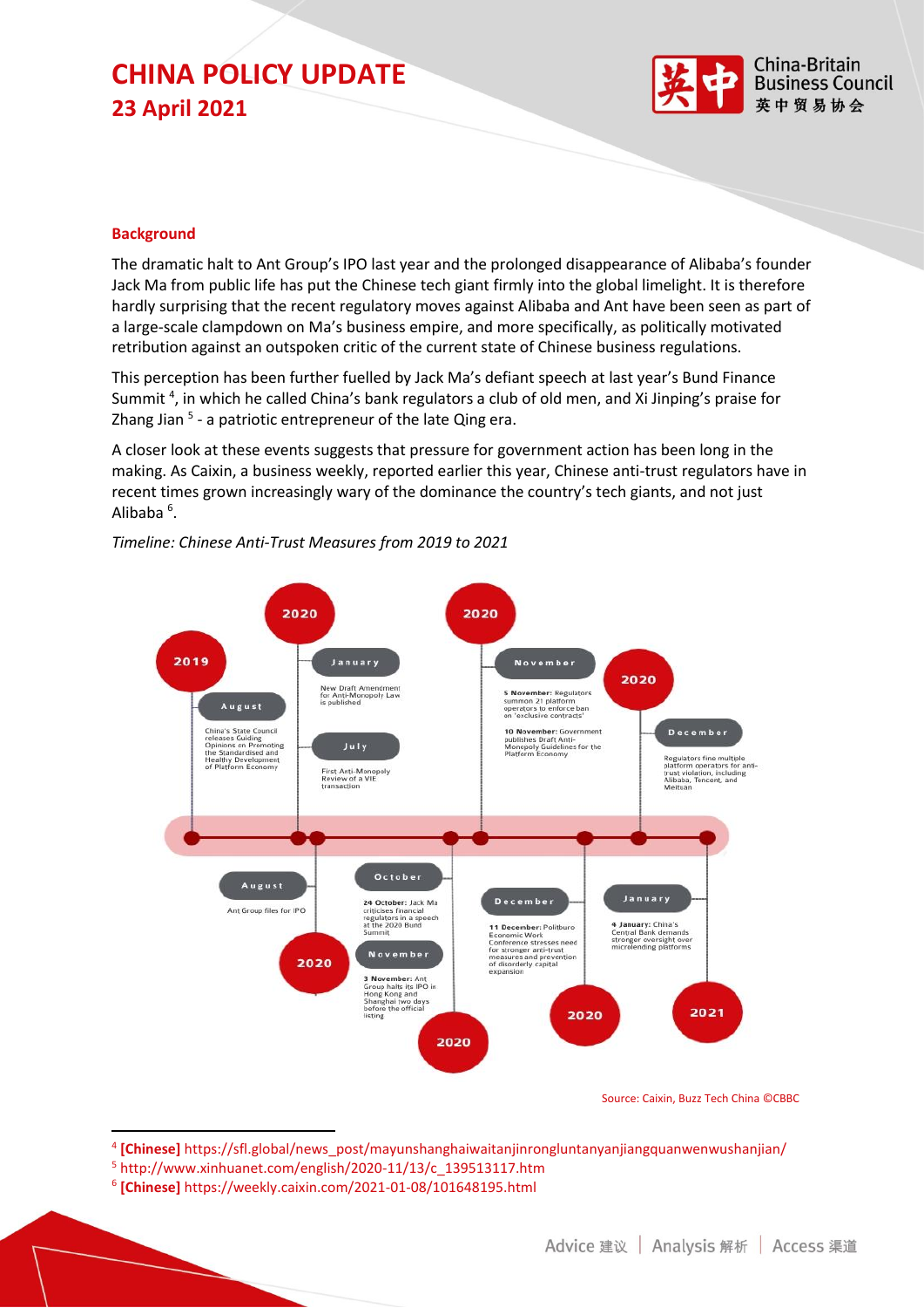## Background

The dramatic halt to Ant Group's IPO last year and the prolonged disappearance of Alibaba's founder Jack Ma from public life has put the Chinese tech giant firmly into the global limelight. It is therefore hardly surprising that the recent regulatory moves against Alibaba and Ant have been seen as part of a large-scale clampdown on Ma's business empire, and more specifically, as politically motivated retribution against an outspoken critic of the current state of Chinese business regulations.

This perception has been further fuelled by Jack Ma's defiant speech at last year's Bund Finance Summit [4], in which he called China's bank regulators a club of old men, and Xi Jinping's praise for Zhang Jian [5] - a patriotic entrepreneur of the late Qing era.

A closer look at these events suggests that pressure for government action has been long in the making. As Caixin, a business weekly, reported earlier this year, Chinese anti-trust regulators have in recent times grown increasingly wary of the dominance the country's tech giants, and not just Alibaba [6].

*Timeline: Chinese Anti-Trust Measures from 2019 to 2021*

- **2019 – August**: China's State Council releases Guiding Opinions on Promoting the Standardised and Healthy Development of Platform Economy
- **2020 – January**: New Draft Amendment for Anti-Monopoly Law is published
- **2020 – July**: First Anti-Monopoly Review of a VIE transaction
- **2020 – August**: Ant Group files for IPO
- **2020 – October**: **24 October:** Jack Ma criticises financial regulators in a speech at the 2020 Bund Summit
- **2020 – November**: **3 November:** Ant Group halts its IPO in Hong Kong and Shanghai two days before the official listing
- **2020 – November**: **5 November:** Regulators summon 21 platform operators to enforce ban on 'exclusive contracts'; **10 November:** Government publishes Draft Anti-Monopoly Guidelines for the Platform Economy
- **2020 – December**: **11 December:** Politburo Economic Work Conference stresses need for stronger anti-trust measures and prevention of disorderly capital expansion
- **2020 – December**: Regulators fine multiple platform operators for anti-trust violation, including Alibaba, Tencent, and Meituan
- **2021 – January**: **4 January:** China's Central Bank demands stronger oversight over microlending platforms

Source: Caixin, Buzz Tech China ©CBBC

---

[4] **[Chinese]** https://sfl.global/news_post/mayunshanghaiwaitanjinronglunt​anyanjiangquanwenwushanjian/

[5] http://www.xinhuanet.com/english/2020-11/13/c_139513117.htm

[6] **[Chinese]** https://weekly.caixin.com/2021-01-08/101648195.html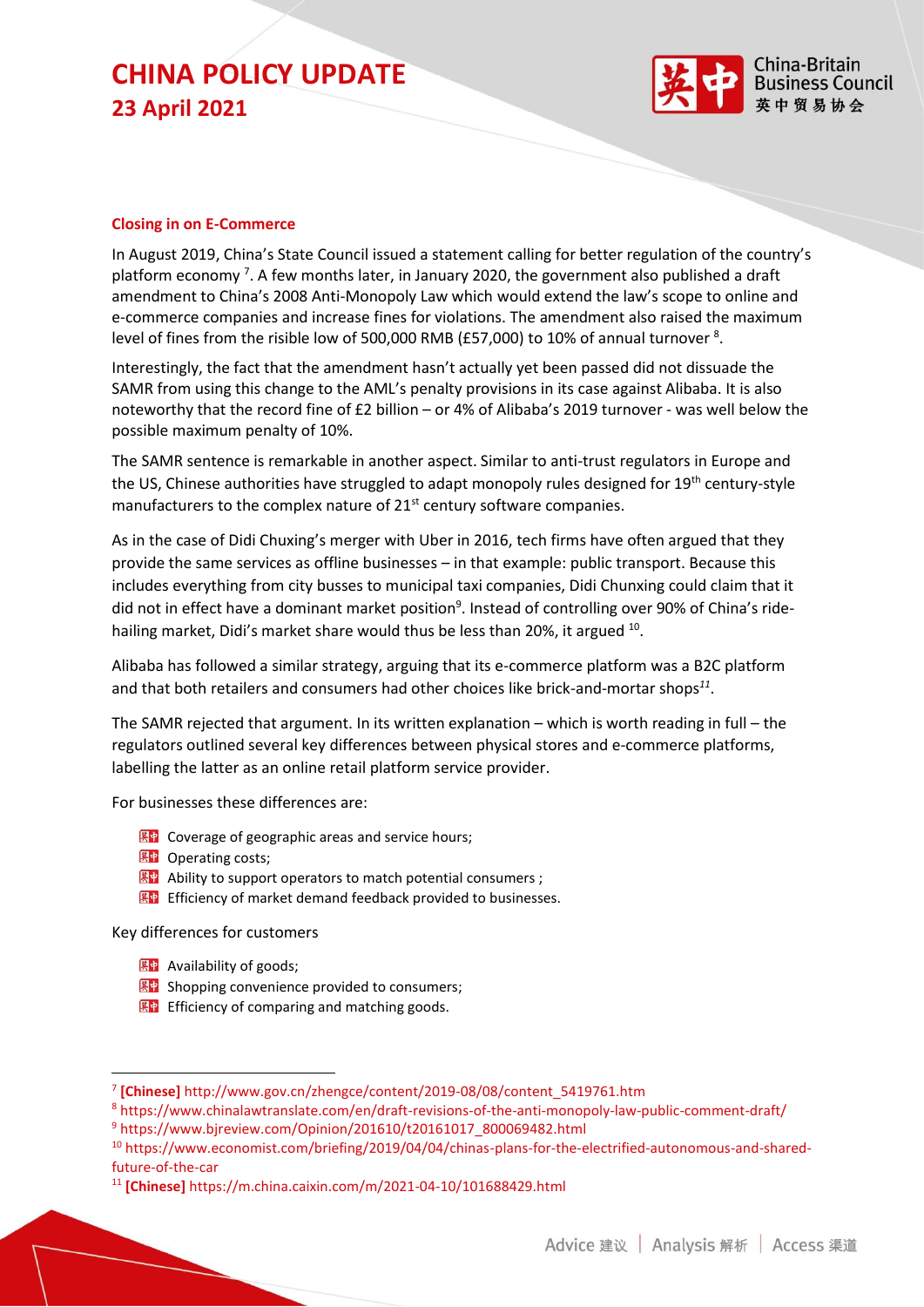## Closing in on E-Commerce

In August 2019, China's State Council issued a statement calling for better regulation of the country's platform economy [7]. A few months later, in January 2020, the government also published a draft amendment to China's 2008 Anti-Monopoly Law which would extend the law's scope to online and e-commerce companies and increase fines for violations. The amendment also raised the maximum level of fines from the risible low of 500,000 RMB (£57,000) to 10% of annual turnover [8].

Interestingly, the fact that the amendment hasn't actually yet been passed did not dissuade the SAMR from using this change to the AML's penalty provisions in its case against Alibaba. It is also noteworthy that the record fine of £2 billion – or 4% of Alibaba's 2019 turnover - was well below the possible maximum penalty of 10%.

The SAMR sentence is remarkable in another aspect. Similar to anti-trust regulators in Europe and the US, Chinese authorities have struggled to adapt monopoly rules designed for 19th century-style manufacturers to the complex nature of 21st century software companies.

As in the case of Didi Chuxing's merger with Uber in 2016, tech firms have often argued that they provide the same services as offline businesses – in that example: public transport. Because this includes everything from city busses to municipal taxi companies, Didi Chunxing could claim that it did not in effect have a dominant market position[9]. Instead of controlling over 90% of China's ride-hailing market, Didi's market share would thus be less than 20%, it argued [10].

Alibaba has followed a similar strategy, arguing that its e-commerce platform was a B2C platform and that both retailers and consumers had other choices like brick-and-mortar shops[11].

The SAMR rejected that argument. In its written explanation – which is worth reading in full – the regulators outlined several key differences between physical stores and e-commerce platforms, labelling the latter as an online retail platform service provider.

For businesses these differences are:

- Coverage of geographic areas and service hours;
- Operating costs;
- Ability to support operators to match potential consumers ;
- Efficiency of market demand feedback provided to businesses.

Key differences for customers

- Availability of goods;
- Shopping convenience provided to consumers;
- Efficiency of comparing and matching goods.

---

[7] **[Chinese]** http://www.gov.cn/zhengce/content/2019-08/08/content_5419761.htm

[8] https://www.chinalawtranslate.com/en/draft-revisions-of-the-anti-monopoly-law-public-comment-draft/

[9] https://www.bjreview.com/Opinion/201610/t20161017_800069482.html

[10] https://www.economist.com/briefing/2019/04/04/chinas-plans-for-the-electrified-autonomous-and-shared-future-of-the-car

[11] **[Chinese]** https://m.china.caixin.com/m/2021-04-10/101688429.html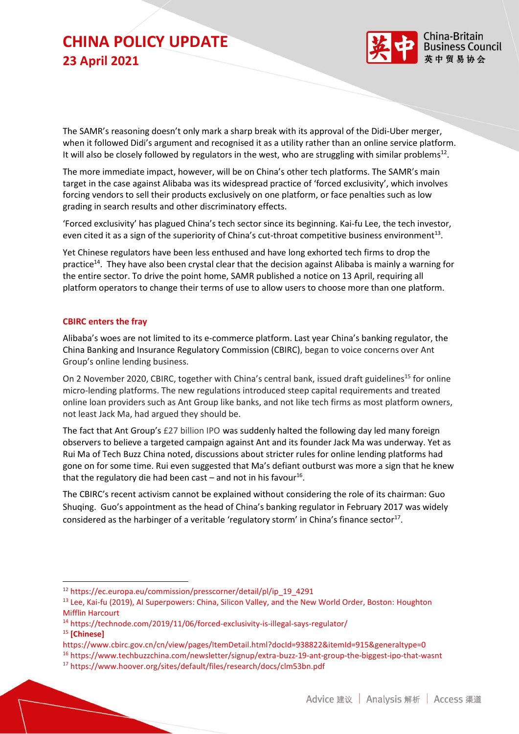The SAMR's reasoning doesn't only mark a sharp break with its approval of the Didi-Uber merger, when it followed Didi's argument and recognised it as a utility rather than an online service platform. It will also be closely followed by regulators in the west, who are struggling with similar problems[12].

The more immediate impact, however, will be on China's other tech platforms. The SAMR's main target in the case against Alibaba was its widespread practice of 'forced exclusivity', which involves forcing vendors to sell their products exclusively on one platform, or face penalties such as low grading in search results and other discriminatory effects.

'Forced exclusivity' has plagued China's tech sector since its beginning. Kai-fu Lee, the tech investor, even cited it as a sign of the superiority of China's cut-throat competitive business environment[13].

Yet Chinese regulators have been less enthused and have long exhorted tech firms to drop the practice[14]. They have also been crystal clear that the decision against Alibaba is mainly a warning for the entire sector. To drive the point home, SAMR published a notice on 13 April, requiring all platform operators to change their terms of use to allow users to choose more than one platform.

### CBIRC enters the fray

Alibaba's woes are not limited to its e-commerce platform. Last year China's banking regulator, the China Banking and Insurance Regulatory Commission (CBIRC), began to voice concerns over Ant Group's online lending business.

On 2 November 2020, CBIRC, together with China's central bank, issued draft guidelines[15] for online micro-lending platforms. The new regulations introduced steep capital requirements and treated online loan providers such as Ant Group like banks, and not like tech firms as most platform owners, not least Jack Ma, had argued they should be.

The fact that Ant Group's £27 billion IPO was suddenly halted the following day led many foreign observers to believe a targeted campaign against Ant and its founder Jack Ma was underway. Yet as Rui Ma of Tech Buzz China noted, discussions about stricter rules for online lending platforms had gone on for some time. Rui even suggested that Ma's defiant outburst was more a sign that he knew that the regulatory die had been cast – and not in his favour[16].

The CBIRC's recent activism cannot be explained without considering the role of its chairman: Guo Shuqing. Guo's appointment as the head of China's banking regulator in February 2017 was widely considered as the harbinger of a veritable 'regulatory storm' in China's finance sector[17].

---

[12] https://ec.europa.eu/commission/presscorner/detail/pl/ip_19_4291

[13] Lee, Kai-fu (2019), AI Superpowers: China, Silicon Valley, and the New World Order, Boston: Houghton Mifflin Harcourt

[14] https://technode.com/2019/11/06/forced-exclusivity-is-illegal-says-regulator/

[15] **[Chinese]** https://www.cbirc.gov.cn/cn/view/pages/ItemDetail.html?docId=938822&itemId=915&generaltype=0

[16] https://www.techbuzzchina.com/newsletter/signup/extra-buzz-19-ant-group-the-biggest-ipo-that-wasnt

[17] https://www.hoover.org/sites/default/files/research/docs/clm53bn.pdf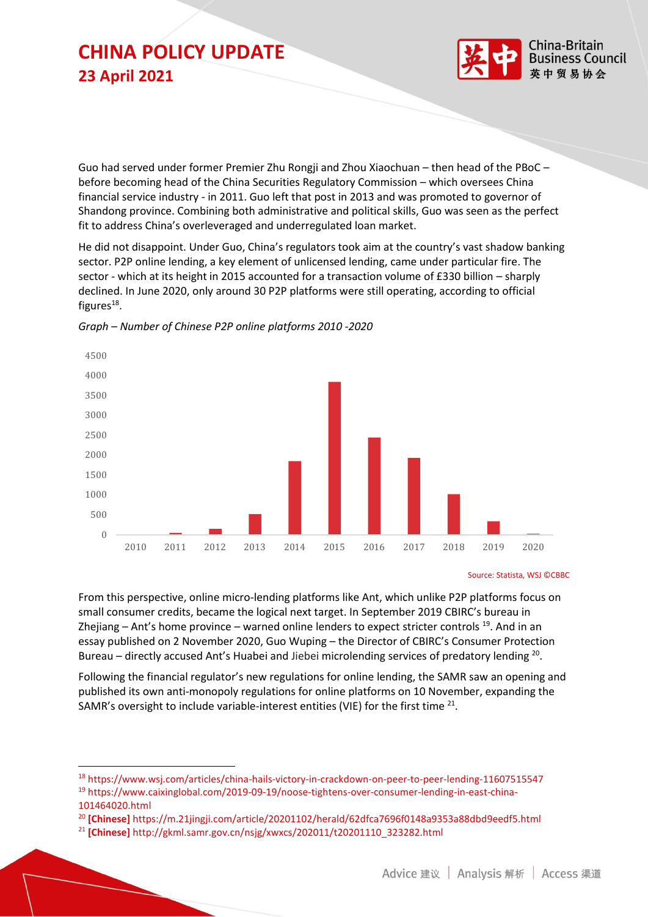Guo had served under former Premier Zhu Rongji and Zhou Xiaochuan – then head of the PBoC – before becoming head of the China Securities Regulatory Commission – which oversees China financial service industry - in 2011. Guo left that post in 2013 and was promoted to governor of Shandong province. Combining both administrative and political skills, Guo was seen as the perfect fit to address China's overleveraged and underregulated loan market.

He did not disappoint. Under Guo, China's regulators took aim at the country's vast shadow banking sector. P2P online lending, a key element of unlicensed lending, came under particular fire. The sector - which at its height in 2015 accounted for a transaction volume of £330 billion – sharply declined. In June 2020, only around 30 P2P platforms were still operating, according to official figures[18].

*Graph – Number of Chinese P2P online platforms 2010 -2020*

Source: Statista, WSJ ©CBBC

From this perspective, online micro-lending platforms like Ant, which unlike P2P platforms focus on small consumer credits, became the logical next target. In September 2019 CBIRC's bureau in Zhejiang – Ant's home province – warned online lenders to expect stricter controls [19]. And in an essay published on 2 November 2020, Guo Wuping – the Director of CBIRC's Consumer Protection Bureau – directly accused Ant's Huabei and Jiebei microlending services of predatory lending [20].

Following the financial regulator's new regulations for online lending, the SAMR saw an opening and published its own anti-monopoly regulations for online platforms on 10 November, expanding the SAMR's oversight to include variable-interest entities (VIE) for the first time [21].

---

[18] https://www.wsj.com/articles/china-hails-victory-in-crackdown-on-peer-to-peer-lending-11607515547

[19] https://www.caixinglobal.com/2019-09-19/noose-tightens-over-consumer-lending-in-east-china-101464020.html

[20] **[Chinese]** https://m.21jingji.com/article/20201102/herald/62dfca7696f0148a9353a88dbd9eedf5.html

[21] **[Chinese]** http://gkml.samr.gov.cn/nsjg/xwxcs/202011/t20201110_323282.html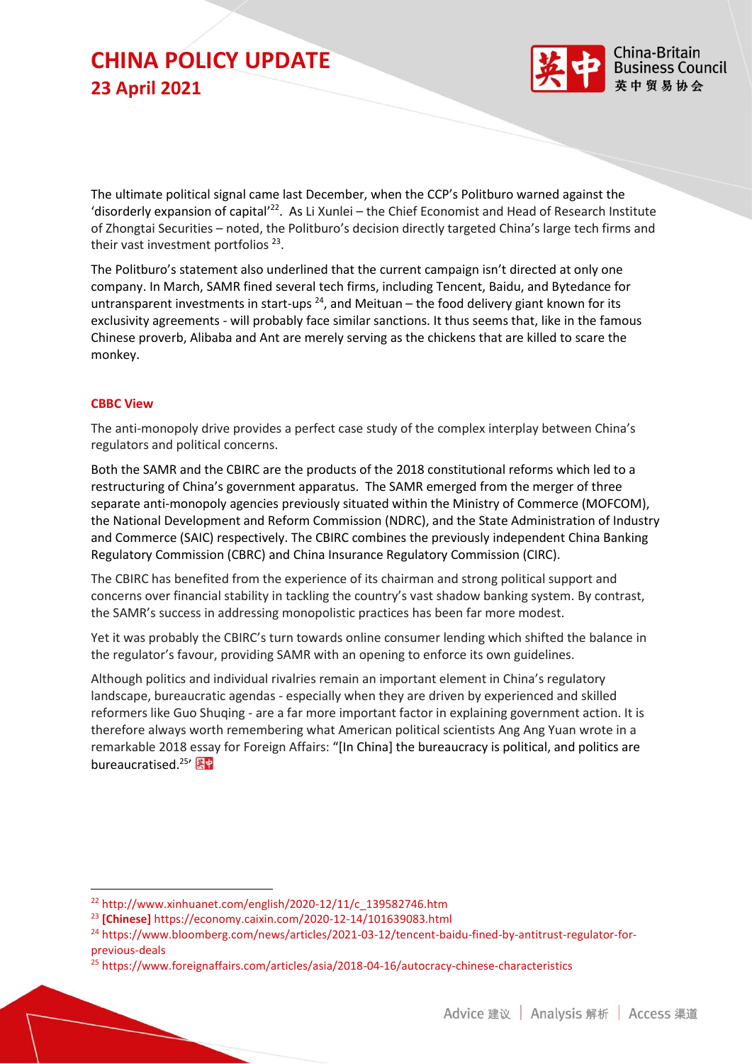The ultimate political signal came last December, when the CCP's Politburo warned against the 'disorderly expansion of capital'[22]. As Li Xunlei – the Chief Economist and Head of Research Institute of Zhongtai Securities – noted, the Politburo's decision directly targeted China's large tech firms and their vast investment portfolios [23].

The Politburo's statement also underlined that the current campaign isn't directed at only one company. In March, SAMR fined several tech firms, including Tencent, Baidu, and Bytedance for untransparent investments in start-ups [24], and Meituan – the food delivery giant known for its exclusivity agreements - will probably face similar sanctions. It thus seems that, like in the famous Chinese proverb, Alibaba and Ant are merely serving as the chickens that are killed to scare the monkey.

### CBBC View

The anti-monopoly drive provides a perfect case study of the complex interplay between China's regulators and political concerns.

Both the SAMR and the CBIRC are the products of the 2018 constitutional reforms which led to a restructuring of China's government apparatus. The SAMR emerged from the merger of three separate anti-monopoly agencies previously situated within the Ministry of Commerce (MOFCOM), the National Development and Reform Commission (NDRC), and the State Administration of Industry and Commerce (SAIC) respectively. The CBIRC combines the previously independent China Banking Regulatory Commission (CBRC) and China Insurance Regulatory Commission (CIRC).

The CBIRC has benefited from the experience of its chairman and strong political support and concerns over financial stability in tackling the country's vast shadow banking system. By contrast, the SAMR's success in addressing monopolistic practices has been far more modest.

Yet it was probably the CBIRC's turn towards online consumer lending which shifted the balance in the regulator's favour, providing SAMR with an opening to enforce its own guidelines.

Although politics and individual rivalries remain an important element in China's regulatory landscape, bureaucratic agendas - especially when they are driven by experienced and skilled reformers like Guo Shuqing - are a far more important factor in explaining government action. It is therefore always worth remembering what American political scientists Ang Ang Yuan wrote in a remarkable 2018 essay for Foreign Affairs: "[In China] the bureaucracy is political, and politics are bureaucratised.[25]'

---

[22] http://www.xinhuanet.com/english/2020-12/11/c_139582746.htm

[23] **[Chinese]** https://economy.caixin.com/2020-12-14/101639083.html

[24] https://www.bloomberg.com/news/articles/2021-03-12/tencent-baidu-fined-by-antitrust-regulator-for-previous-deals

[25] https://www.foreignaffairs.com/articles/asia/2018-04-16/autocracy-chinese-characteristics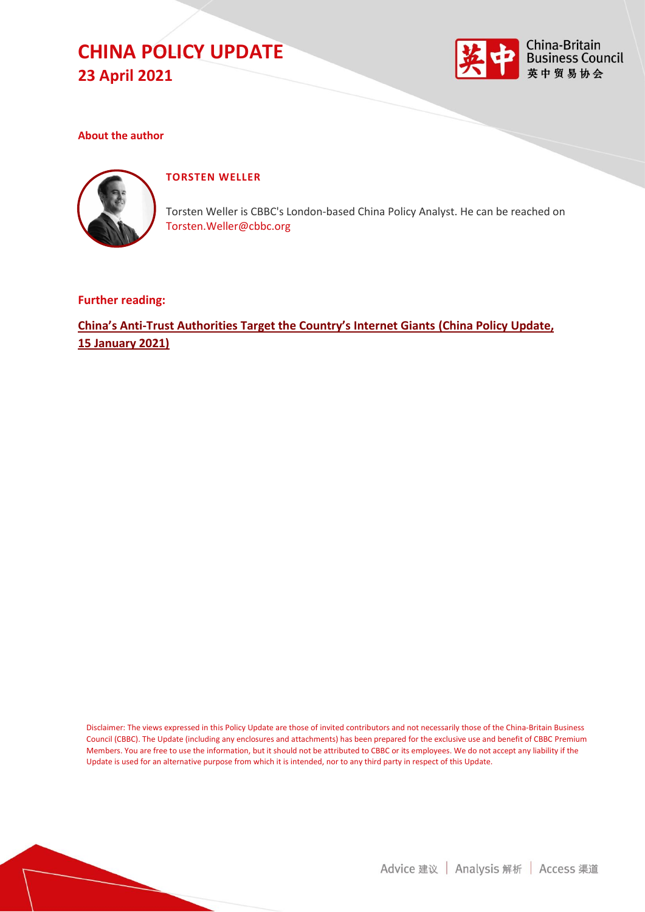# CHINA POLICY UPDATE
## 23 April 2021

**About the author**

**TORSTEN WELLER**

Torsten Weller is CBBC's London-based China Policy Analyst. He can be reached on Torsten.Weller@cbbc.org

**Further reading:**

**China's Anti-Trust Authorities Target the Country's Internet Giants (China Policy Update, 15 January 2021)**

Disclaimer: The views expressed in this Policy Update are those of invited contributors and not necessarily those of the China-Britain Business Council (CBBC). The Update (including any enclosures and attachments) has been prepared for the exclusive use and benefit of CBBC Premium Members. You are free to use the information, but it should not be attributed to CBBC or its employees. We do not accept any liability if the Update is used for an alternative purpose from which it is intended, nor to any third party in respect of this Update.